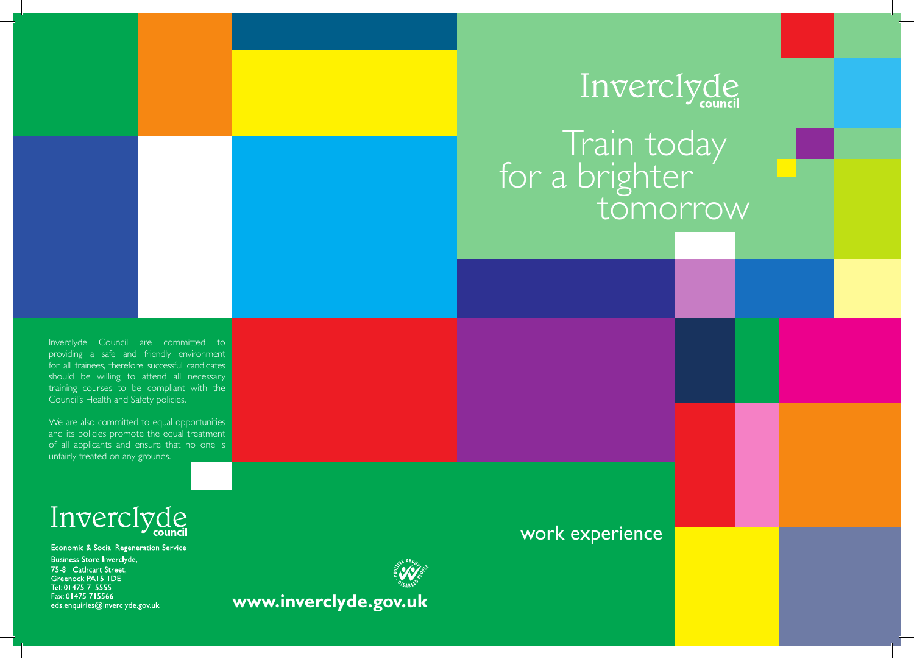Inverclyde council

# Train today for a brighter tomorrow

Inverclyde Council are committed to providing a safe and friendly environment for all trainees, therefore successful candidates should be willing to attend all necessary training courses to be compliant with the Council's Health and Safety policies.

We are also committed to equal opportunities and its policies promote the equal treatment of all applicants and ensure that no one is unfairly treated on any grounds.

Inverclyde council

Economic & Social Regeneration Service
Business Store Inverclyde,
75-81 Cathcart Street,
Greenock PA15 1DE
Tel: 01475 715555
Fax: 01475 715566
eds.enquiries@inverclyde.gov.uk

Positive About Disabled People

**www.inverclyde.gov.uk**

## work experience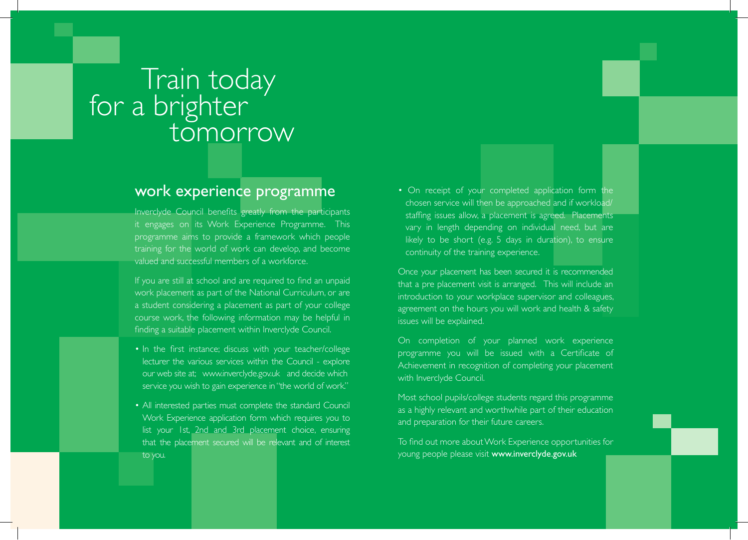# Train today for a brighter tomorrow

## work experience programme

Inverclyde Council benefits greatly from the participants it engages on its Work Experience Programme. This programme aims to provide a framework which people training for the world of work can develop, and become valued and successful members of a workforce.

If you are still at school and are required to find an unpaid work placement as part of the National Curriculum, or are a student considering a placement as part of your college course work, the following information may be helpful in finding a suitable placement within Inverclyde Council.

- In the first instance; discuss with your teacher/college lecturer the various services within the Council - explore our web site at; www.inverclyde.gov.uk and decide which service you wish to gain experience in "the world of work."
- All interested parties must complete the standard Council Work Experience application form which requires you to list your 1st, 2nd and 3rd placement choice, ensuring that the placement secured will be relevant and of interest to you.
- On receipt of your completed application form the chosen service will then be approached and if workload/ staffing issues allow, a placement is agreed. Placements vary in length depending on individual need, but are likely to be short (e.g. 5 days in duration), to ensure continuity of the training experience.

Once your placement has been secured it is recommended that a pre placement visit is arranged. This will include an introduction to your workplace supervisor and colleagues, agreement on the hours you will work and health & safety issues will be explained.

On completion of your planned work experience programme you will be issued with a Certificate of Achievement in recognition of completing your placement with Inverclyde Council.

Most school pupils/college students regard this programme as a highly relevant and worthwhile part of their education and preparation for their future careers.

To find out more about Work Experience opportunities for young people please visit **www.inverclyde.gov.uk**